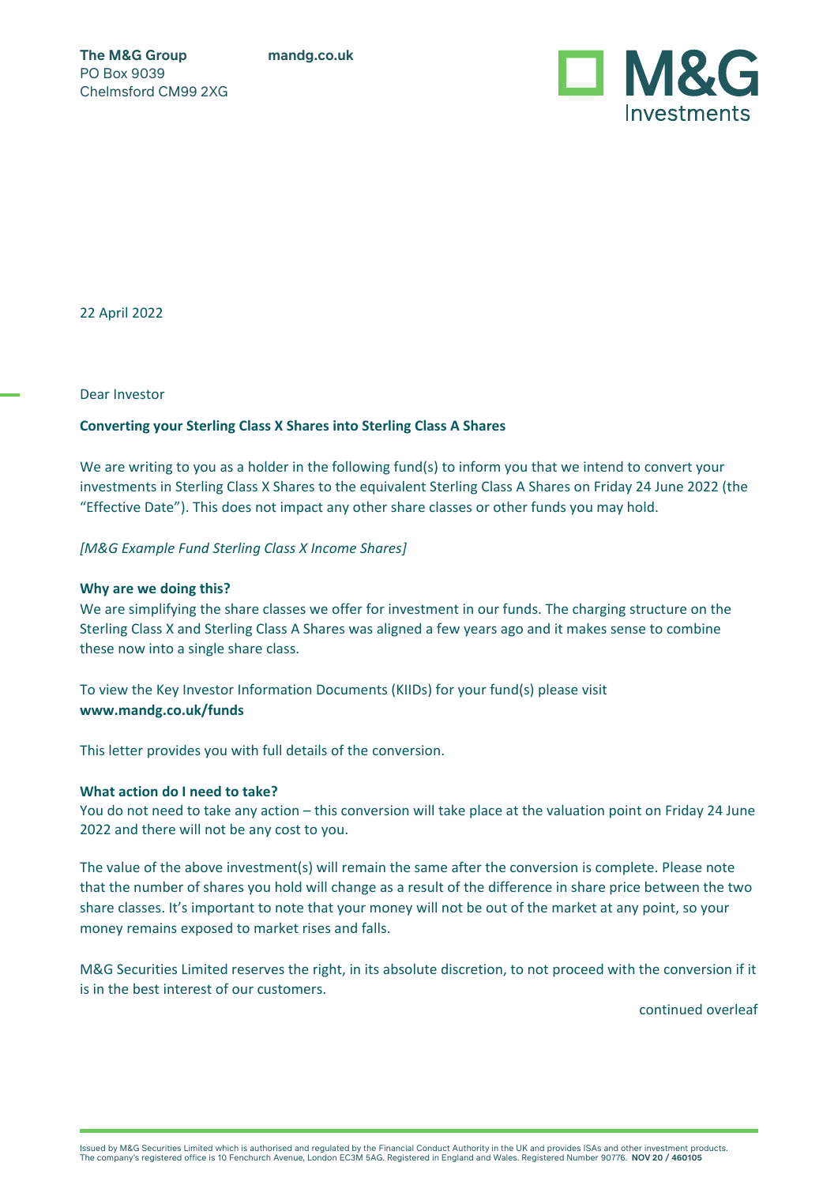**The M&G Group**
PO Box 9039
Chelmsford CM99 2XG

**mandg.co.uk**

M&G Investments

22 April 2022

Dear Investor

**Converting your Sterling Class X Shares into Sterling Class A Shares**

We are writing to you as a holder in the following fund(s) to inform you that we intend to convert your investments in Sterling Class X Shares to the equivalent Sterling Class A Shares on Friday 24 June 2022 (the "Effective Date"). This does not impact any other share classes or other funds you may hold.

*[M&G Example Fund Sterling Class X Income Shares]*

**Why are we doing this?**

We are simplifying the share classes we offer for investment in our funds. The charging structure on the Sterling Class X and Sterling Class A Shares was aligned a few years ago and it makes sense to combine these now into a single share class.

To view the Key Investor Information Documents (KIIDs) for your fund(s) please visit **www.mandg.co.uk/funds**

This letter provides you with full details of the conversion.

**What action do I need to take?**

You do not need to take any action – this conversion will take place at the valuation point on Friday 24 June 2022 and there will not be any cost to you.

The value of the above investment(s) will remain the same after the conversion is complete. Please note that the number of shares you hold will change as a result of the difference in share price between the two share classes. It's important to note that your money will not be out of the market at any point, so your money remains exposed to market rises and falls.

M&G Securities Limited reserves the right, in its absolute discretion, to not proceed with the conversion if it is in the best interest of our customers.

continued overleaf

Issued by M&G Securities Limited which is authorised and regulated by the Financial Conduct Authority in the UK and provides ISAs and other investment products. The company's registered office is 10 Fenchurch Avenue, London EC3M 5AG. Registered in England and Wales. Registered Number 90776. **NOV 20 / 460105**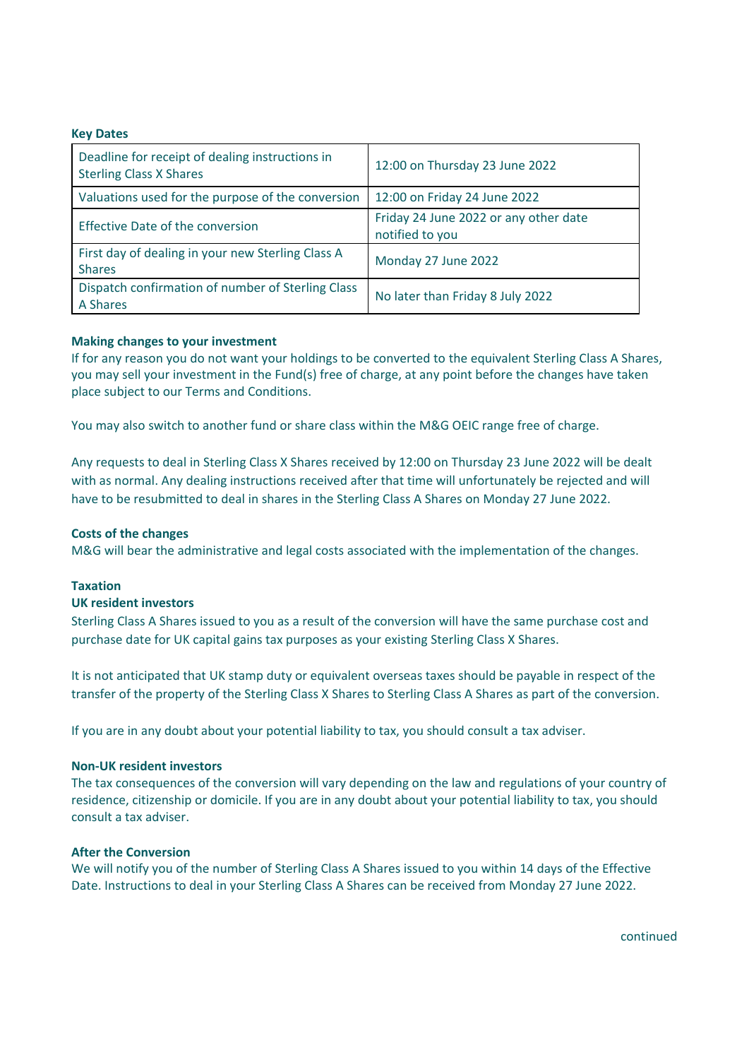**Key Dates**

| | |
|---|---|
| Deadline for receipt of dealing instructions in Sterling Class X Shares | 12:00 on Thursday 23 June 2022 |
| Valuations used for the purpose of the conversion | 12:00 on Friday 24 June 2022 |
| Effective Date of the conversion | Friday 24 June 2022 or any other date notified to you |
| First day of dealing in your new Sterling Class A Shares | Monday 27 June 2022 |
| Dispatch confirmation of number of Sterling Class A Shares | No later than Friday 8 July 2022 |

**Making changes to your investment**

If for any reason you do not want your holdings to be converted to the equivalent Sterling Class A Shares, you may sell your investment in the Fund(s) free of charge, at any point before the changes have taken place subject to our Terms and Conditions.

You may also switch to another fund or share class within the M&G OEIC range free of charge.

Any requests to deal in Sterling Class X Shares received by 12:00 on Thursday 23 June 2022 will be dealt with as normal. Any dealing instructions received after that time will unfortunately be rejected and will have to be resubmitted to deal in shares in the Sterling Class A Shares on Monday 27 June 2022.

**Costs of the changes**

M&G will bear the administrative and legal costs associated with the implementation of the changes.

**Taxation**

**UK resident investors**

Sterling Class A Shares issued to you as a result of the conversion will have the same purchase cost and purchase date for UK capital gains tax purposes as your existing Sterling Class X Shares.

It is not anticipated that UK stamp duty or equivalent overseas taxes should be payable in respect of the transfer of the property of the Sterling Class X Shares to Sterling Class A Shares as part of the conversion.

If you are in any doubt about your potential liability to tax, you should consult a tax adviser.

**Non-UK resident investors**

The tax consequences of the conversion will vary depending on the law and regulations of your country of residence, citizenship or domicile. If you are in any doubt about your potential liability to tax, you should consult a tax adviser.

**After the Conversion**

We will notify you of the number of Sterling Class A Shares issued to you within 14 days of the Effective Date. Instructions to deal in your Sterling Class A Shares can be received from Monday 27 June 2022.

continued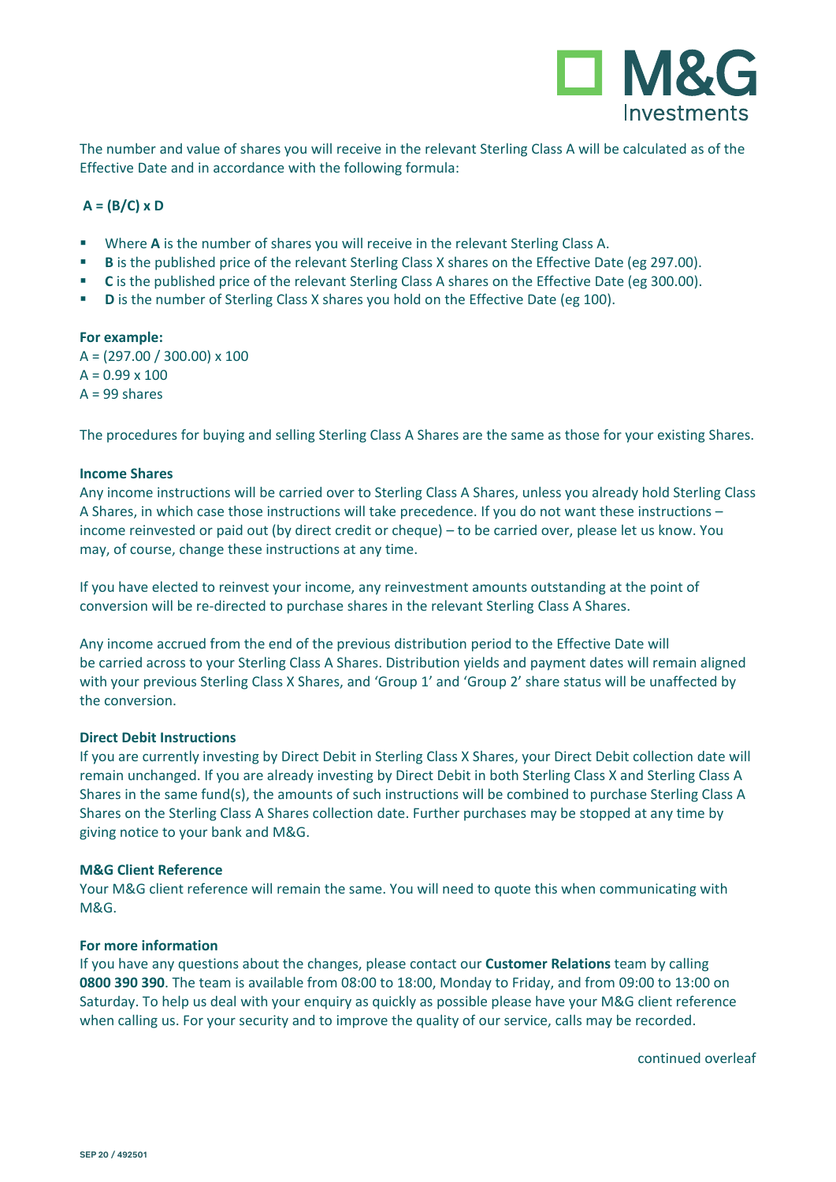The number and value of shares you will receive in the relevant Sterling Class A will be calculated as of the Effective Date and in accordance with the following formula:

**A = (B/C) x D**

- Where **A** is the number of shares you will receive in the relevant Sterling Class A.
- **B** is the published price of the relevant Sterling Class X shares on the Effective Date (eg 297.00).
- **C** is the published price of the relevant Sterling Class A shares on the Effective Date (eg 300.00).
- **D** is the number of Sterling Class X shares you hold on the Effective Date (eg 100).

**For example:**
A = (297.00 / 300.00) x 100
A = 0.99 x 100
A = 99 shares

The procedures for buying and selling Sterling Class A Shares are the same as those for your existing Shares.

**Income Shares**
Any income instructions will be carried over to Sterling Class A Shares, unless you already hold Sterling Class A Shares, in which case those instructions will take precedence. If you do not want these instructions – income reinvested or paid out (by direct credit or cheque) – to be carried over, please let us know. You may, of course, change these instructions at any time.

If you have elected to reinvest your income, any reinvestment amounts outstanding at the point of conversion will be re-directed to purchase shares in the relevant Sterling Class A Shares.

Any income accrued from the end of the previous distribution period to the Effective Date will be carried across to your Sterling Class A Shares. Distribution yields and payment dates will remain aligned with your previous Sterling Class X Shares, and 'Group 1' and 'Group 2' share status will be unaffected by the conversion.

**Direct Debit Instructions**
If you are currently investing by Direct Debit in Sterling Class X Shares, your Direct Debit collection date will remain unchanged. If you are already investing by Direct Debit in both Sterling Class X and Sterling Class A Shares in the same fund(s), the amounts of such instructions will be combined to purchase Sterling Class A Shares on the Sterling Class A Shares collection date. Further purchases may be stopped at any time by giving notice to your bank and M&G.

**M&G Client Reference**
Your M&G client reference will remain the same. You will need to quote this when communicating with M&G.

**For more information**
If you have any questions about the changes, please contact our **Customer Relations** team by calling **0800 390 390**. The team is available from 08:00 to 18:00, Monday to Friday, and from 09:00 to 13:00 on Saturday. To help us deal with your enquiry as quickly as possible please have your M&G client reference when calling us. For your security and to improve the quality of our service, calls may be recorded.

continued overleaf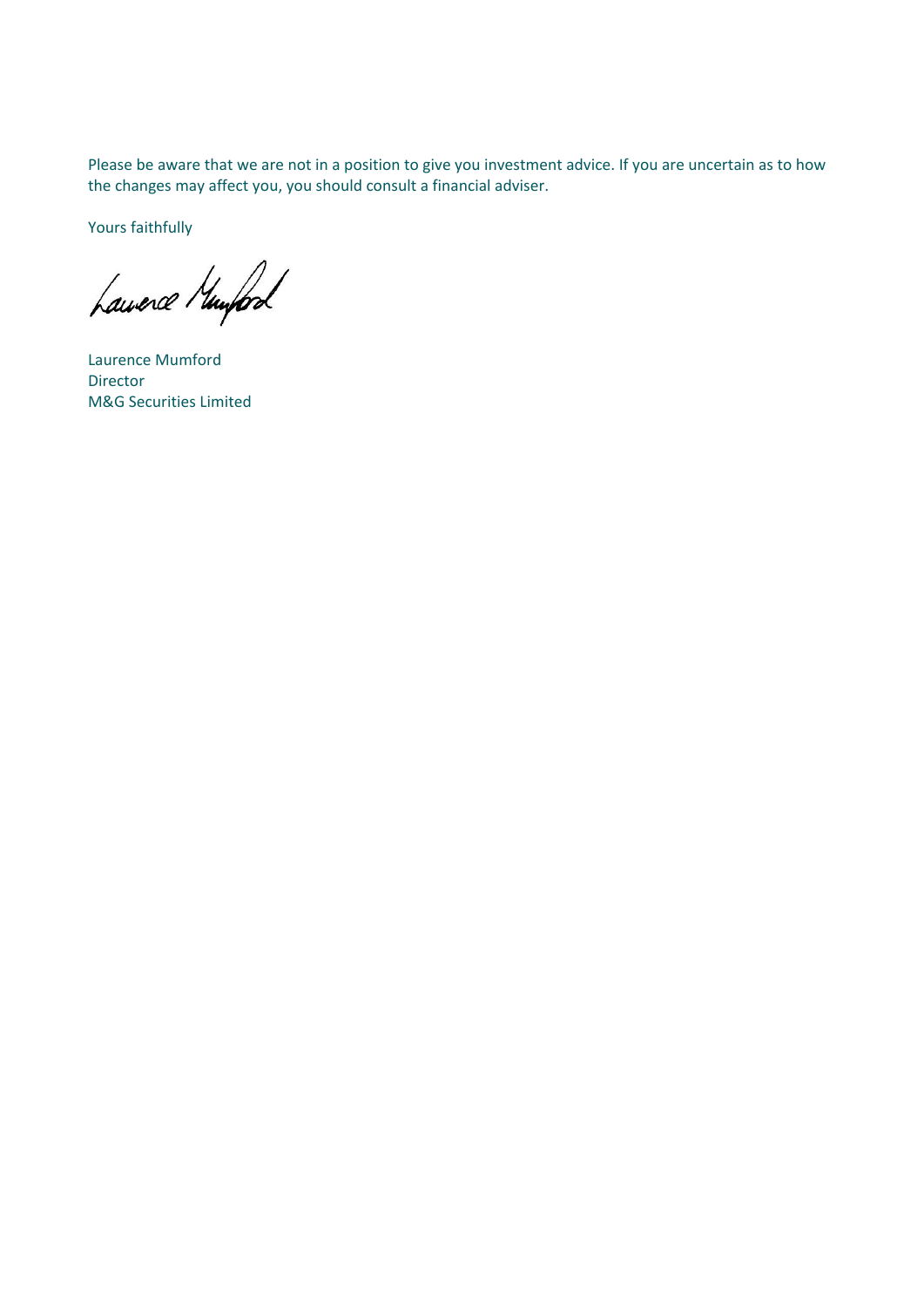Please be aware that we are not in a position to give you investment advice. If you are uncertain as to how the changes may affect you, you should consult a financial adviser.

Yours faithfully

Laurence Mumford  
Director  
M&G Securities Limited